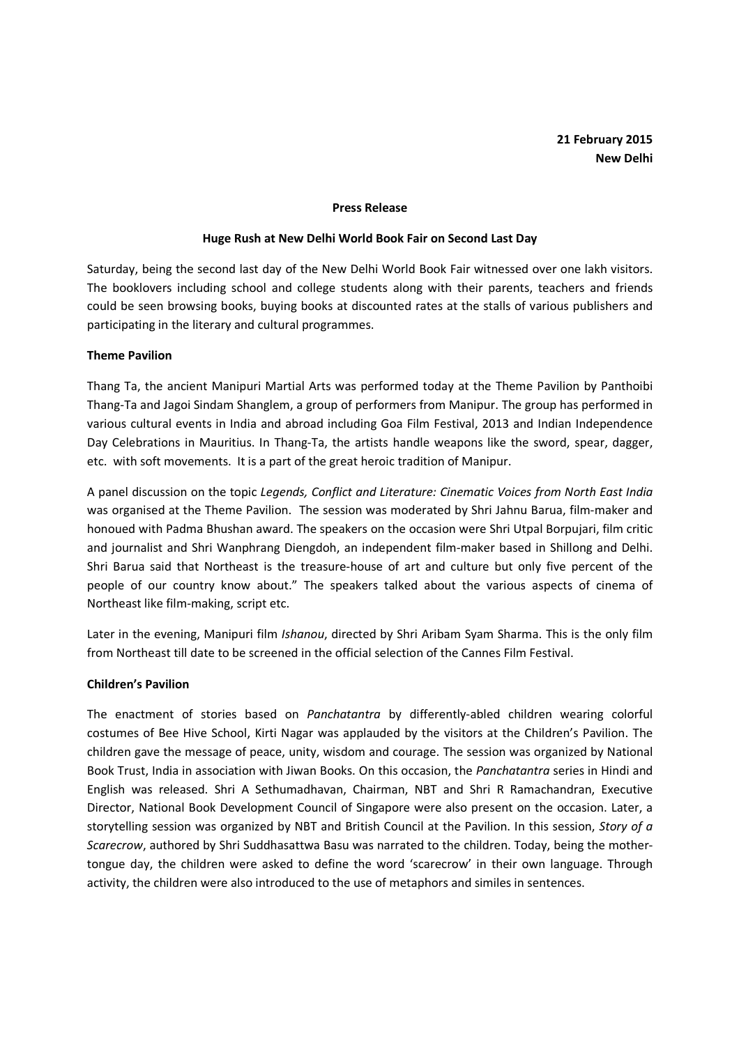**21 February 2015**
**New Delhi**

**Press Release**

**Huge Rush at New Delhi World Book Fair on Second Last Day**

Saturday, being the second last day of the New Delhi World Book Fair witnessed over one lakh visitors. The booklovers including school and college students along with their parents, teachers and friends could be seen browsing books, buying books at discounted rates at the stalls of various publishers and participating in the literary and cultural programmes.

**Theme Pavilion**

Thang Ta, the ancient Manipuri Martial Arts was performed today at the Theme Pavilion by Panthoibi Thang-Ta and Jagoi Sindam Shanglem, a group of performers from Manipur. The group has performed in various cultural events in India and abroad including Goa Film Festival, 2013 and Indian Independence Day Celebrations in Mauritius. In Thang-Ta, the artists handle weapons like the sword, spear, dagger, etc. with soft movements. It is a part of the great heroic tradition of Manipur.

A panel discussion on the topic *Legends, Conflict and Literature: Cinematic Voices from North East India* was organised at the Theme Pavilion. The session was moderated by Shri Jahnu Barua, film-maker and honoued with Padma Bhushan award. The speakers on the occasion were Shri Utpal Borpujari, film critic and journalist and Shri Wanphrang Diengdoh, an independent film-maker based in Shillong and Delhi. Shri Barua said that Northeast is the treasure-house of art and culture but only five percent of the people of our country know about." The speakers talked about the various aspects of cinema of Northeast like film-making, script etc.

Later in the evening, Manipuri film *Ishanou*, directed by Shri Aribam Syam Sharma. This is the only film from Northeast till date to be screened in the official selection of the Cannes Film Festival.

**Children's Pavilion**

The enactment of stories based on *Panchatantra* by differently-abled children wearing colorful costumes of Bee Hive School, Kirti Nagar was applauded by the visitors at the Children's Pavilion. The children gave the message of peace, unity, wisdom and courage. The session was organized by National Book Trust, India in association with Jiwan Books. On this occasion, the *Panchatantra* series in Hindi and English was released. Shri A Sethumadhavan, Chairman, NBT and Shri R Ramachandran, Executive Director, National Book Development Council of Singapore were also present on the occasion. Later, a storytelling session was organized by NBT and British Council at the Pavilion. In this session, *Story of a Scarecrow*, authored by Shri Suddhasattwa Basu was narrated to the children. Today, being the mother-tongue day, the children were asked to define the word 'scarecrow' in their own language. Through activity, the children were also introduced to the use of metaphors and similes in sentences.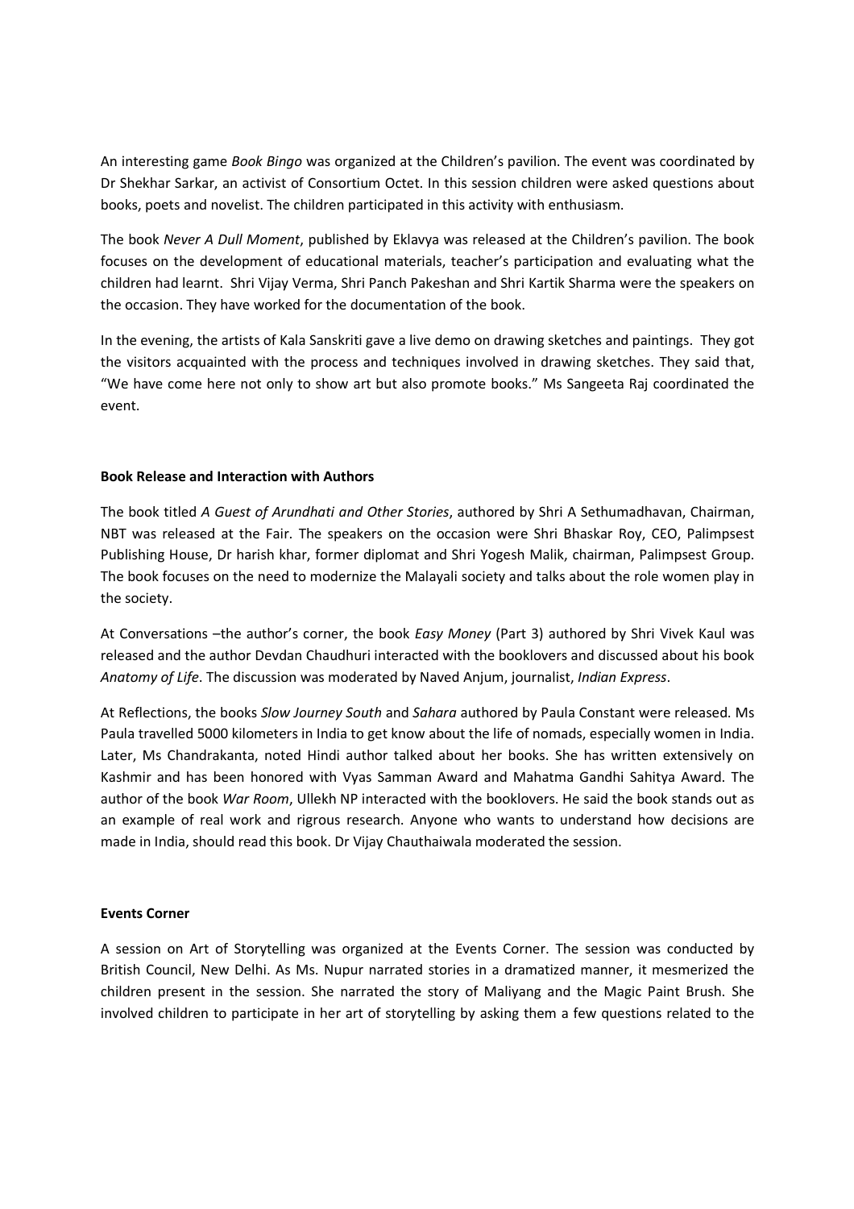An interesting game *Book Bingo* was organized at the Children's pavilion. The event was coordinated by Dr Shekhar Sarkar, an activist of Consortium Octet. In this session children were asked questions about books, poets and novelist. The children participated in this activity with enthusiasm.

The book *Never A Dull Moment*, published by Eklavya was released at the Children's pavilion. The book focuses on the development of educational materials, teacher's participation and evaluating what the children had learnt. Shri Vijay Verma, Shri Panch Pakeshan and Shri Kartik Sharma were the speakers on the occasion. They have worked for the documentation of the book.

In the evening, the artists of Kala Sanskriti gave a live demo on drawing sketches and paintings. They got the visitors acquainted with the process and techniques involved in drawing sketches. They said that, "We have come here not only to show art but also promote books." Ms Sangeeta Raj coordinated the event.

**Book Release and Interaction with Authors**

The book titled *A Guest of Arundhati and Other Stories*, authored by Shri A Sethumadhavan, Chairman, NBT was released at the Fair. The speakers on the occasion were Shri Bhaskar Roy, CEO, Palimpsest Publishing House, Dr harish khar, former diplomat and Shri Yogesh Malik, chairman, Palimpsest Group. The book focuses on the need to modernize the Malayali society and talks about the role women play in the society.

At Conversations –the author's corner, the book *Easy Money* (Part 3) authored by Shri Vivek Kaul was released and the author Devdan Chaudhuri interacted with the booklovers and discussed about his book *Anatomy of Life*. The discussion was moderated by Naved Anjum, journalist, *Indian Express*.

At Reflections, the books *Slow Journey South* and *Sahara* authored by Paula Constant were released. Ms Paula travelled 5000 kilometers in India to get know about the life of nomads, especially women in India. Later, Ms Chandrakanta, noted Hindi author talked about her books. She has written extensively on Kashmir and has been honored with Vyas Samman Award and Mahatma Gandhi Sahitya Award. The author of the book *War Room*, Ullekh NP interacted with the booklovers. He said the book stands out as an example of real work and rigrous research. Anyone who wants to understand how decisions are made in India, should read this book. Dr Vijay Chauthaiwala moderated the session.

**Events Corner**

A session on Art of Storytelling was organized at the Events Corner. The session was conducted by British Council, New Delhi. As Ms. Nupur narrated stories in a dramatized manner, it mesmerized the children present in the session. She narrated the story of Maliyang and the Magic Paint Brush. She involved children to participate in her art of storytelling by asking them a few questions related to the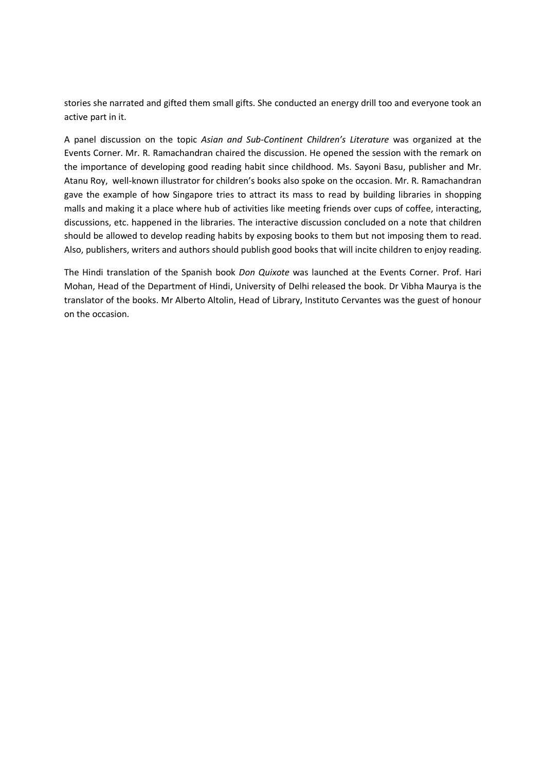stories she narrated and gifted them small gifts. She conducted an energy drill too and everyone took an active part in it.

A panel discussion on the topic *Asian and Sub-Continent Children's Literature* was organized at the Events Corner. Mr. R. Ramachandran chaired the discussion. He opened the session with the remark on the importance of developing good reading habit since childhood. Ms. Sayoni Basu, publisher and Mr. Atanu Roy, well-known illustrator for children's books also spoke on the occasion. Mr. R. Ramachandran gave the example of how Singapore tries to attract its mass to read by building libraries in shopping malls and making it a place where hub of activities like meeting friends over cups of coffee, interacting, discussions, etc. happened in the libraries. The interactive discussion concluded on a note that children should be allowed to develop reading habits by exposing books to them but not imposing them to read. Also, publishers, writers and authors should publish good books that will incite children to enjoy reading.

The Hindi translation of the Spanish book *Don Quixote* was launched at the Events Corner. Prof. Hari Mohan, Head of the Department of Hindi, University of Delhi released the book. Dr Vibha Maurya is the translator of the books. Mr Alberto Altolin, Head of Library, Instituto Cervantes was the guest of honour on the occasion.